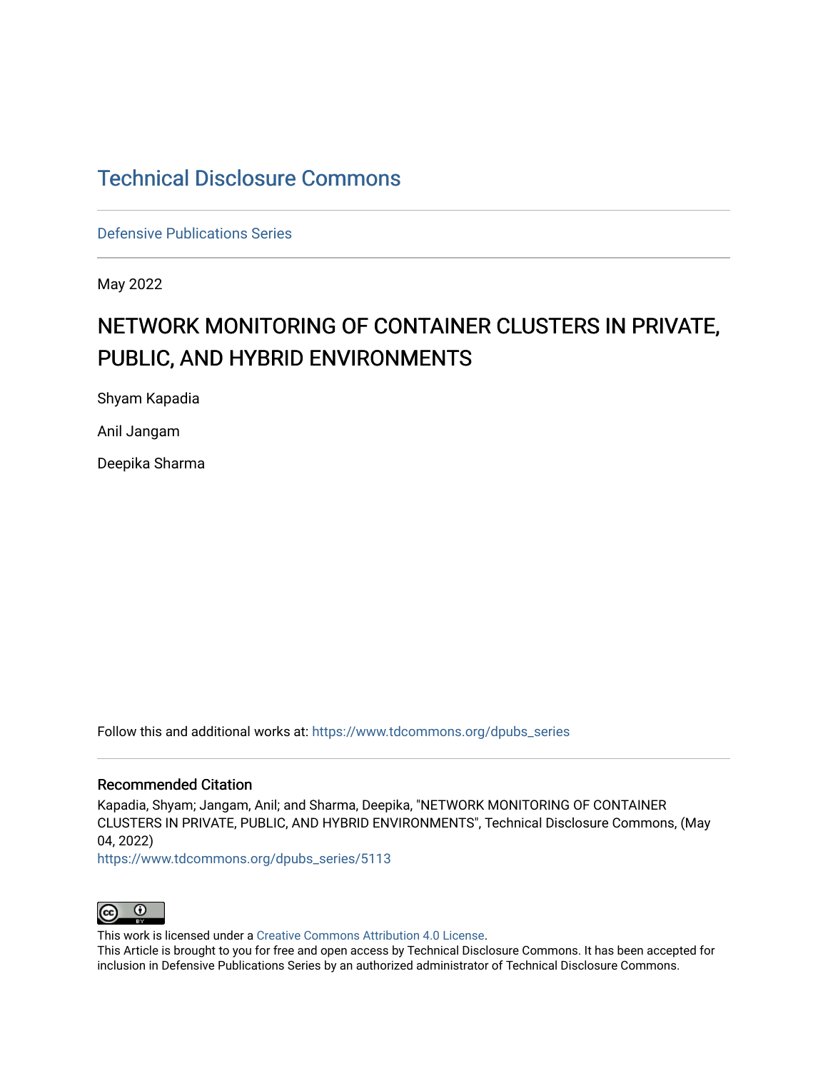# Technical Disclosure Commons

Defensive Publications Series

May 2022

## NETWORK MONITORING OF CONTAINER CLUSTERS IN PRIVATE, PUBLIC, AND HYBRID ENVIRONMENTS

Shyam Kapadia

Anil Jangam

Deepika Sharma

Follow this and additional works at: https://www.tdcommons.org/dpubs_series

### Recommended Citation

Kapadia, Shyam; Jangam, Anil; and Sharma, Deepika, "NETWORK MONITORING OF CONTAINER CLUSTERS IN PRIVATE, PUBLIC, AND HYBRID ENVIRONMENTS", Technical Disclosure Commons, (May 04, 2022)
https://www.tdcommons.org/dpubs_series/5113

This work is licensed under a Creative Commons Attribution 4.0 License.
This Article is brought to you for free and open access by Technical Disclosure Commons. It has been accepted for inclusion in Defensive Publications Series by an authorized administrator of Technical Disclosure Commons.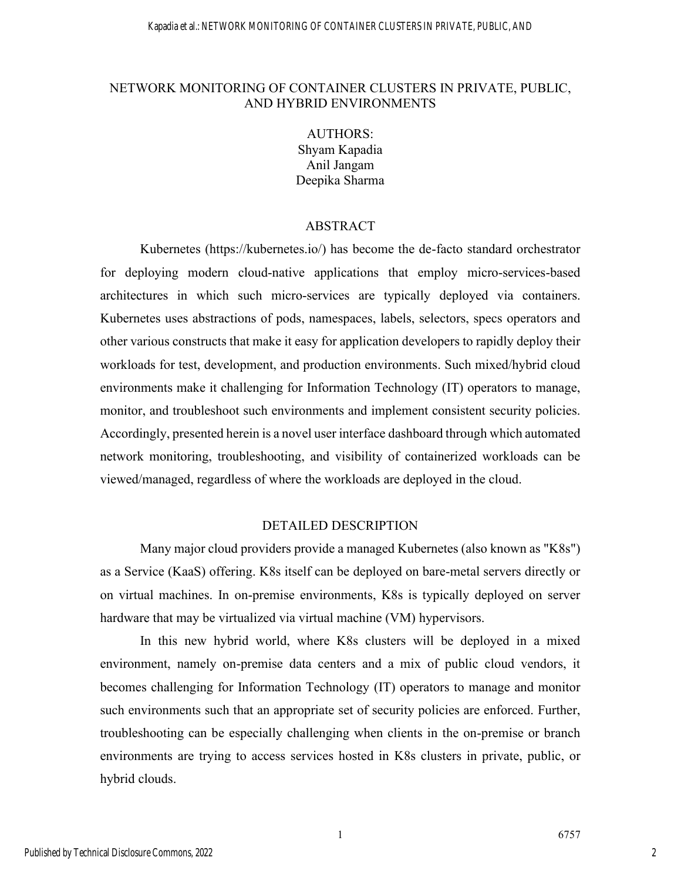# NETWORK MONITORING OF CONTAINER CLUSTERS IN PRIVATE, PUBLIC, AND HYBRID ENVIRONMENTS

AUTHORS:
Shyam Kapadia
Anil Jangam
Deepika Sharma

## ABSTRACT

Kubernetes (https://kubernetes.io/) has become the de-facto standard orchestrator for deploying modern cloud-native applications that employ micro-services-based architectures in which such micro-services are typically deployed via containers. Kubernetes uses abstractions of pods, namespaces, labels, selectors, specs operators and other various constructs that make it easy for application developers to rapidly deploy their workloads for test, development, and production environments. Such mixed/hybrid cloud environments make it challenging for Information Technology (IT) operators to manage, monitor, and troubleshoot such environments and implement consistent security policies. Accordingly, presented herein is a novel user interface dashboard through which automated network monitoring, troubleshooting, and visibility of containerized workloads can be viewed/managed, regardless of where the workloads are deployed in the cloud.

## DETAILED DESCRIPTION

Many major cloud providers provide a managed Kubernetes (also known as "K8s") as a Service (KaaS) offering. K8s itself can be deployed on bare-metal servers directly or on virtual machines. In on-premise environments, K8s is typically deployed on server hardware that may be virtualized via virtual machine (VM) hypervisors.

In this new hybrid world, where K8s clusters will be deployed in a mixed environment, namely on-premise data centers and a mix of public cloud vendors, it becomes challenging for Information Technology (IT) operators to manage and monitor such environments such that an appropriate set of security policies are enforced. Further, troubleshooting can be especially challenging when clients in the on-premise or branch environments are trying to access services hosted in K8s clusters in private, public, or hybrid clouds.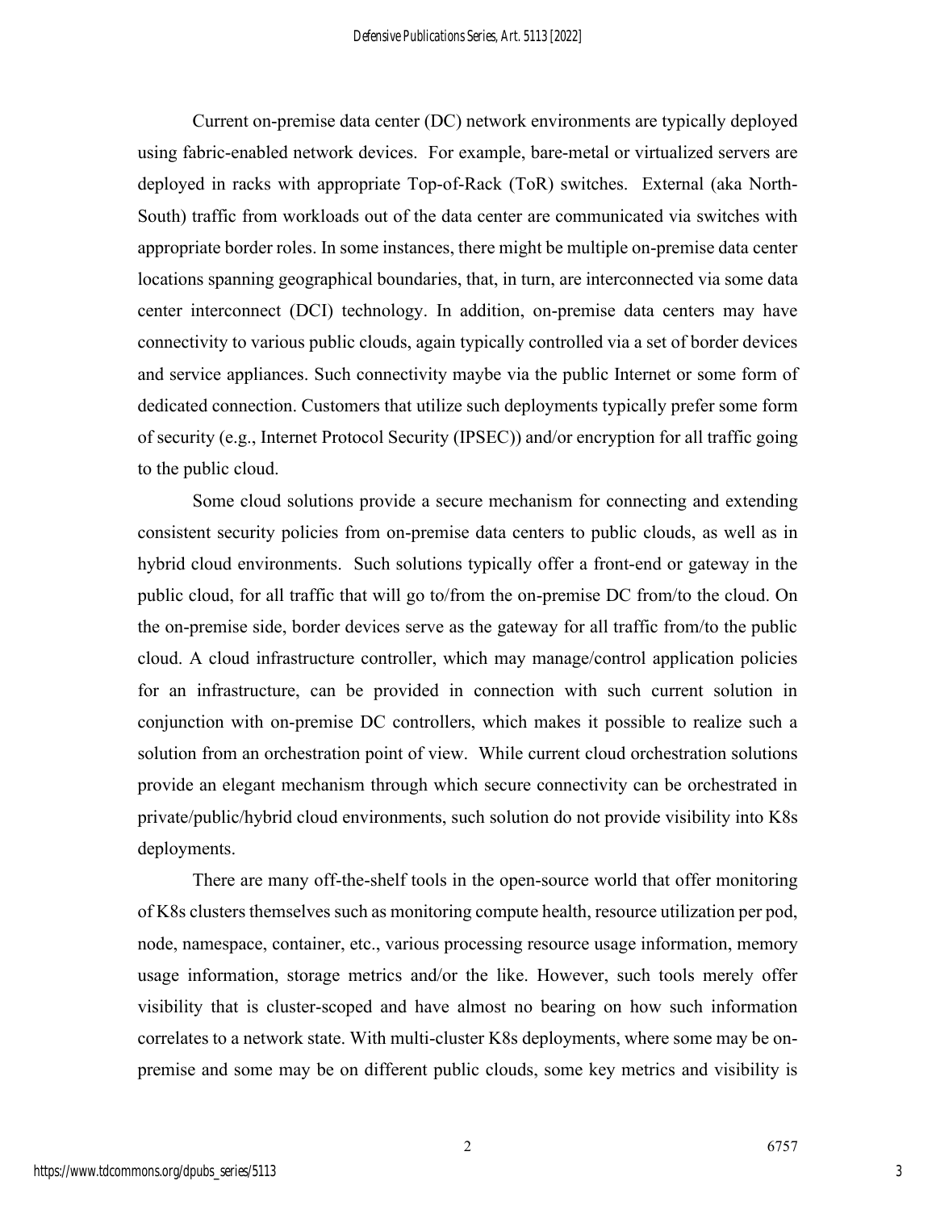Current on-premise data center (DC) network environments are typically deployed using fabric-enabled network devices. For example, bare-metal or virtualized servers are deployed in racks with appropriate Top-of-Rack (ToR) switches. External (aka North-South) traffic from workloads out of the data center are communicated via switches with appropriate border roles. In some instances, there might be multiple on-premise data center locations spanning geographical boundaries, that, in turn, are interconnected via some data center interconnect (DCI) technology. In addition, on-premise data centers may have connectivity to various public clouds, again typically controlled via a set of border devices and service appliances. Such connectivity maybe via the public Internet or some form of dedicated connection. Customers that utilize such deployments typically prefer some form of security (e.g., Internet Protocol Security (IPSEC)) and/or encryption for all traffic going to the public cloud.

Some cloud solutions provide a secure mechanism for connecting and extending consistent security policies from on-premise data centers to public clouds, as well as in hybrid cloud environments. Such solutions typically offer a front-end or gateway in the public cloud, for all traffic that will go to/from the on-premise DC from/to the cloud. On the on-premise side, border devices serve as the gateway for all traffic from/to the public cloud. A cloud infrastructure controller, which may manage/control application policies for an infrastructure, can be provided in connection with such current solution in conjunction with on-premise DC controllers, which makes it possible to realize such a solution from an orchestration point of view. While current cloud orchestration solutions provide an elegant mechanism through which secure connectivity can be orchestrated in private/public/hybrid cloud environments, such solution do not provide visibility into K8s deployments.

There are many off-the-shelf tools in the open-source world that offer monitoring of K8s clusters themselves such as monitoring compute health, resource utilization per pod, node, namespace, container, etc., various processing resource usage information, memory usage information, storage metrics and/or the like. However, such tools merely offer visibility that is cluster-scoped and have almost no bearing on how such information correlates to a network state. With multi-cluster K8s deployments, where some may be on-premise and some may be on different public clouds, some key metrics and visibility is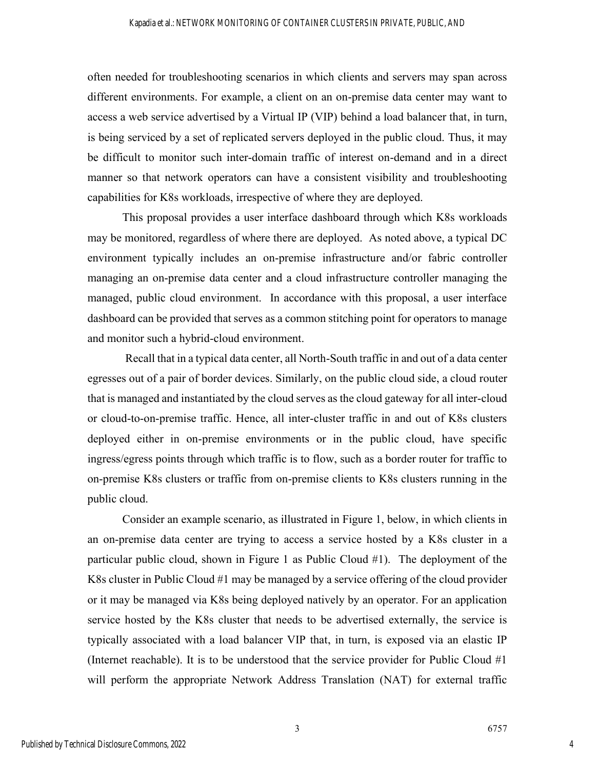often needed for troubleshooting scenarios in which clients and servers may span across different environments. For example, a client on an on-premise data center may want to access a web service advertised by a Virtual IP (VIP) behind a load balancer that, in turn, is being serviced by a set of replicated servers deployed in the public cloud. Thus, it may be difficult to monitor such inter-domain traffic of interest on-demand and in a direct manner so that network operators can have a consistent visibility and troubleshooting capabilities for K8s workloads, irrespective of where they are deployed.

This proposal provides a user interface dashboard through which K8s workloads may be monitored, regardless of where there are deployed. As noted above, a typical DC environment typically includes an on-premise infrastructure and/or fabric controller managing an on-premise data center and a cloud infrastructure controller managing the managed, public cloud environment. In accordance with this proposal, a user interface dashboard can be provided that serves as a common stitching point for operators to manage and monitor such a hybrid-cloud environment.

Recall that in a typical data center, all North-South traffic in and out of a data center egresses out of a pair of border devices. Similarly, on the public cloud side, a cloud router that is managed and instantiated by the cloud serves as the cloud gateway for all inter-cloud or cloud-to-on-premise traffic. Hence, all inter-cluster traffic in and out of K8s clusters deployed either in on-premise environments or in the public cloud, have specific ingress/egress points through which traffic is to flow, such as a border router for traffic to on-premise K8s clusters or traffic from on-premise clients to K8s clusters running in the public cloud.

Consider an example scenario, as illustrated in Figure 1, below, in which clients in an on-premise data center are trying to access a service hosted by a K8s cluster in a particular public cloud, shown in Figure 1 as Public Cloud #1). The deployment of the K8s cluster in Public Cloud #1 may be managed by a service offering of the cloud provider or it may be managed via K8s being deployed natively by an operator. For an application service hosted by the K8s cluster that needs to be advertised externally, the service is typically associated with a load balancer VIP that, in turn, is exposed via an elastic IP (Internet reachable). It is to be understood that the service provider for Public Cloud #1 will perform the appropriate Network Address Translation (NAT) for external traffic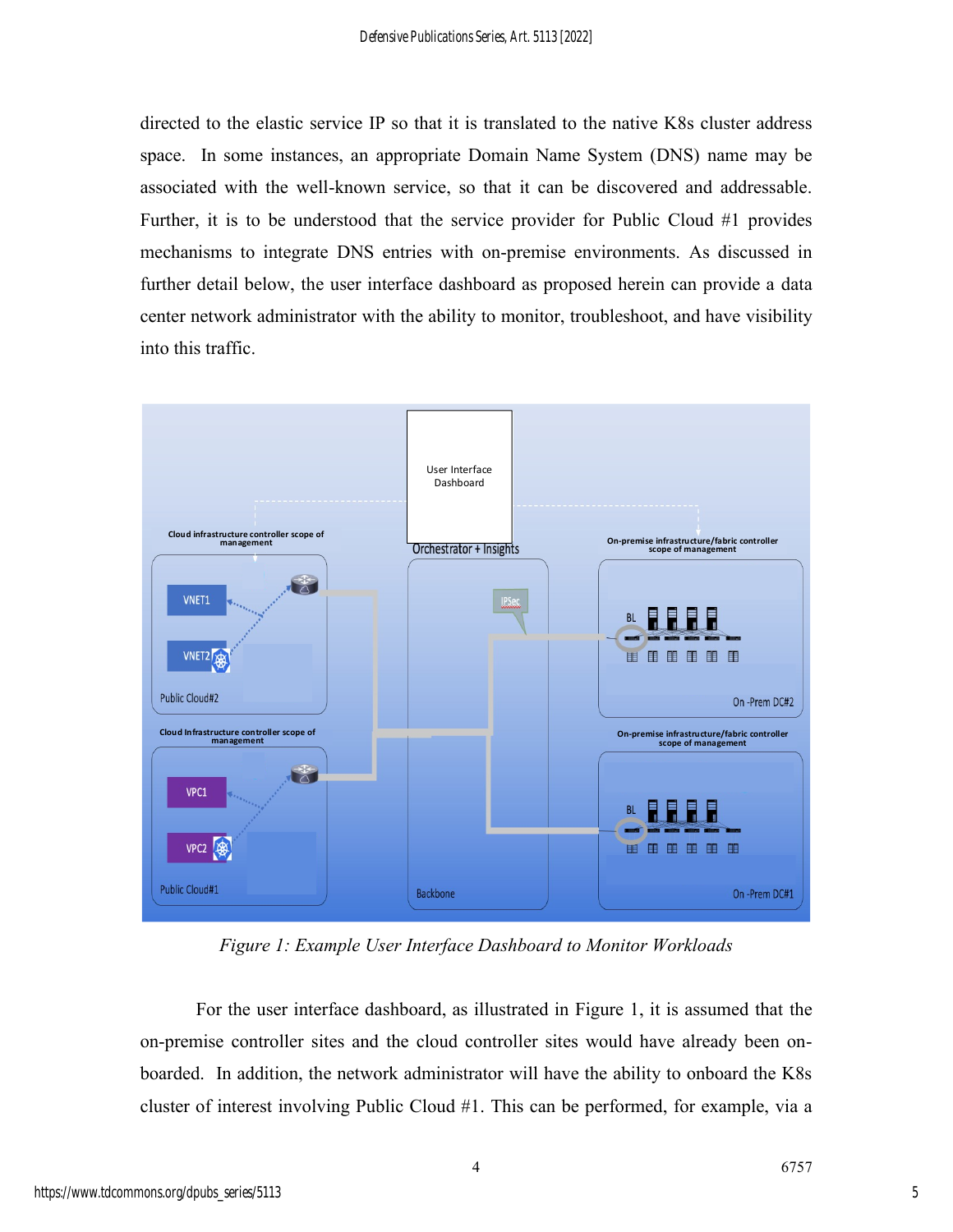directed to the elastic service IP so that it is translated to the native K8s cluster address space. In some instances, an appropriate Domain Name System (DNS) name may be associated with the well-known service, so that it can be discovered and addressable. Further, it is to be understood that the service provider for Public Cloud #1 provides mechanisms to integrate DNS entries with on-premise environments. As discussed in further detail below, the user interface dashboard as proposed herein can provide a data center network administrator with the ability to monitor, troubleshoot, and have visibility into this traffic.

*Figure 1: Example User Interface Dashboard to Monitor Workloads*

For the user interface dashboard, as illustrated in Figure 1, it is assumed that the on-premise controller sites and the cloud controller sites would have already been on-boarded. In addition, the network administrator will have the ability to onboard the K8s cluster of interest involving Public Cloud #1. This can be performed, for example, via a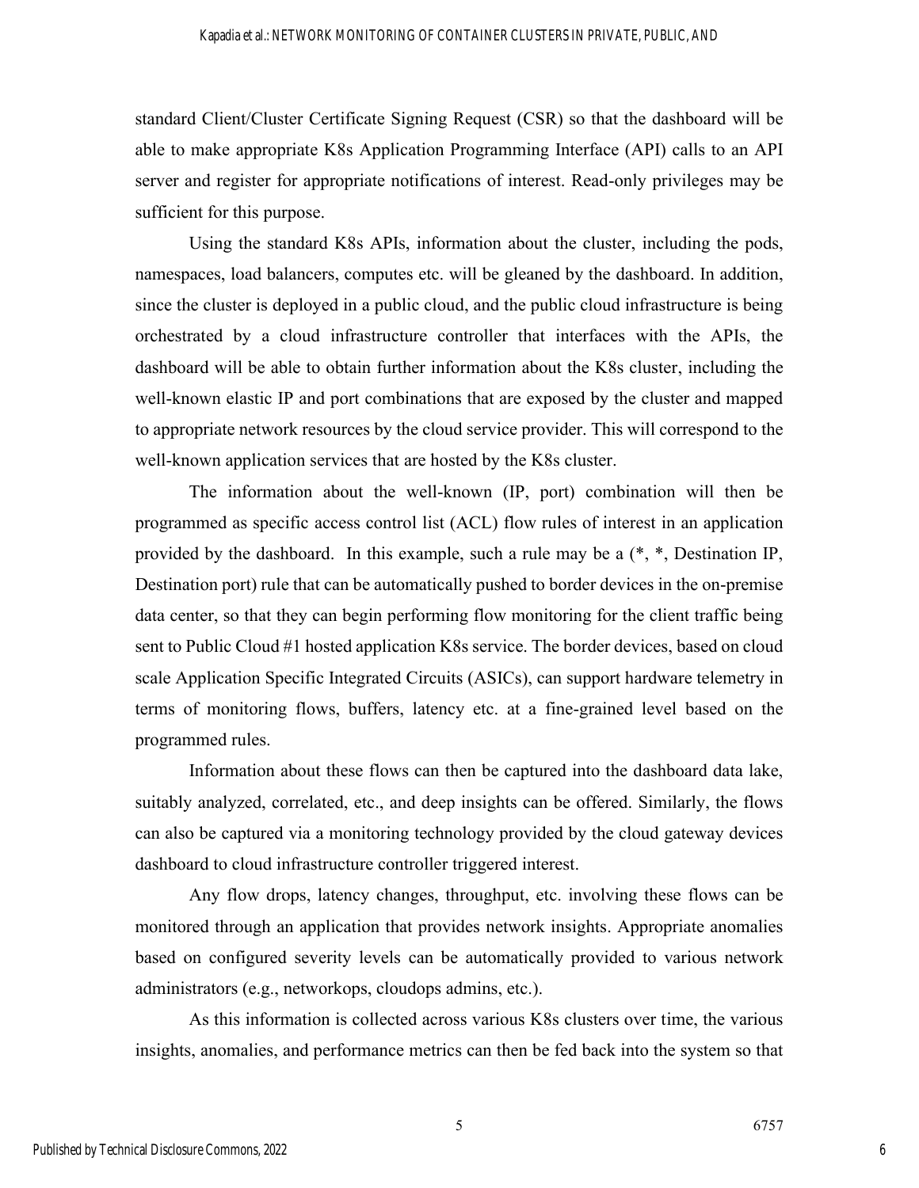standard Client/Cluster Certificate Signing Request (CSR) so that the dashboard will be able to make appropriate K8s Application Programming Interface (API) calls to an API server and register for appropriate notifications of interest. Read-only privileges may be sufficient for this purpose.

Using the standard K8s APIs, information about the cluster, including the pods, namespaces, load balancers, computes etc. will be gleaned by the dashboard. In addition, since the cluster is deployed in a public cloud, and the public cloud infrastructure is being orchestrated by a cloud infrastructure controller that interfaces with the APIs, the dashboard will be able to obtain further information about the K8s cluster, including the well-known elastic IP and port combinations that are exposed by the cluster and mapped to appropriate network resources by the cloud service provider. This will correspond to the well-known application services that are hosted by the K8s cluster.

The information about the well-known (IP, port) combination will then be programmed as specific access control list (ACL) flow rules of interest in an application provided by the dashboard. In this example, such a rule may be a (*, *, Destination IP, Destination port) rule that can be automatically pushed to border devices in the on-premise data center, so that they can begin performing flow monitoring for the client traffic being sent to Public Cloud #1 hosted application K8s service. The border devices, based on cloud scale Application Specific Integrated Circuits (ASICs), can support hardware telemetry in terms of monitoring flows, buffers, latency etc. at a fine-grained level based on the programmed rules.

Information about these flows can then be captured into the dashboard data lake, suitably analyzed, correlated, etc., and deep insights can be offered. Similarly, the flows can also be captured via a monitoring technology provided by the cloud gateway devices dashboard to cloud infrastructure controller triggered interest.

Any flow drops, latency changes, throughput, etc. involving these flows can be monitored through an application that provides network insights. Appropriate anomalies based on configured severity levels can be automatically provided to various network administrators (e.g., networkops, cloudops admins, etc.).

As this information is collected across various K8s clusters over time, the various insights, anomalies, and performance metrics can then be fed back into the system so that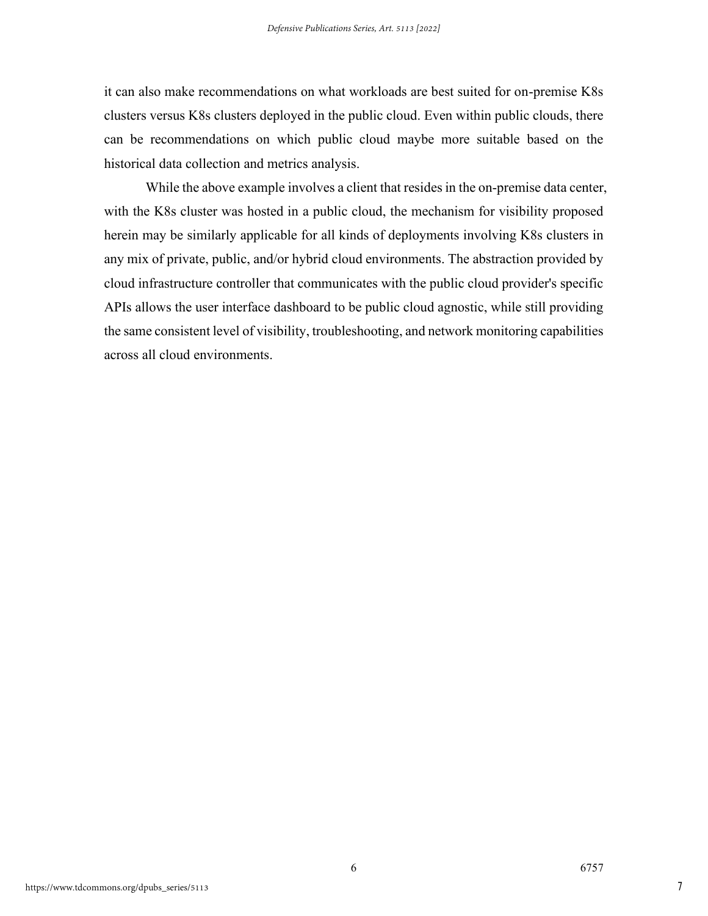it can also make recommendations on what workloads are best suited for on-premise K8s clusters versus K8s clusters deployed in the public cloud. Even within public clouds, there can be recommendations on which public cloud maybe more suitable based on the historical data collection and metrics analysis.

While the above example involves a client that resides in the on-premise data center, with the K8s cluster was hosted in a public cloud, the mechanism for visibility proposed herein may be similarly applicable for all kinds of deployments involving K8s clusters in any mix of private, public, and/or hybrid cloud environments. The abstraction provided by cloud infrastructure controller that communicates with the public cloud provider's specific APIs allows the user interface dashboard to be public cloud agnostic, while still providing the same consistent level of visibility, troubleshooting, and network monitoring capabilities across all cloud environments.